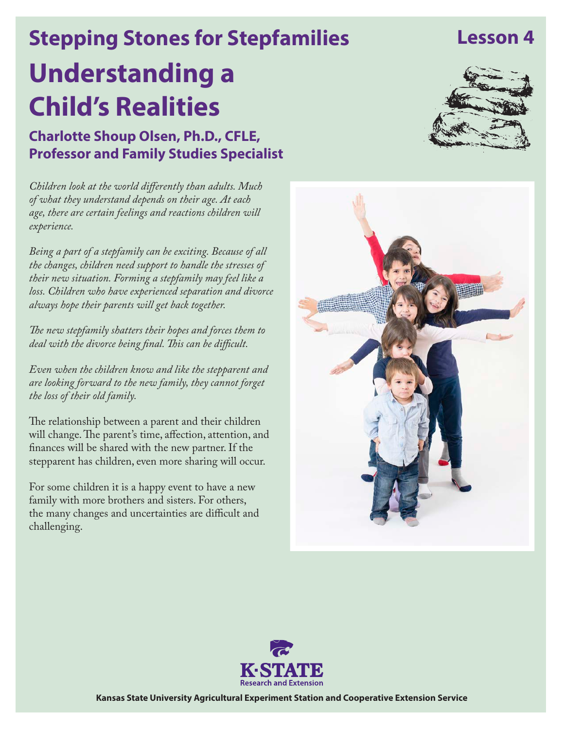# Stepping Stones for Stepfamilies

**Lesson 4**

# Understanding a Child's Realities

### Charlotte Shoup Olsen, Ph.D., CFLE, Professor and Family Studies Specialist

*Children look at the world differently than adults. Much of what they understand depends on their age. At each age, there are certain feelings and reactions children will experience.*

*Being a part of a stepfamily can be exciting. Because of all the changes, children need support to handle the stresses of their new situation. Forming a stepfamily may feel like a loss. Children who have experienced separation and divorce always hope their parents will get back together.*

*The new stepfamily shatters their hopes and forces them to deal with the divorce being final. This can be difficult.*

*Even when the children know and like the stepparent and are looking forward to the new family, they cannot forget the loss of their old family.*

The relationship between a parent and their children will change. The parent's time, affection, attention, and finances will be shared with the new partner. If the stepparent has children, even more sharing will occur.

For some children it is a happy event to have a new family with more brothers and sisters. For others, the many changes and uncertainties are difficult and challenging.

K·STATE Research and Extension

Kansas State University Agricultural Experiment Station and Cooperative Extension Service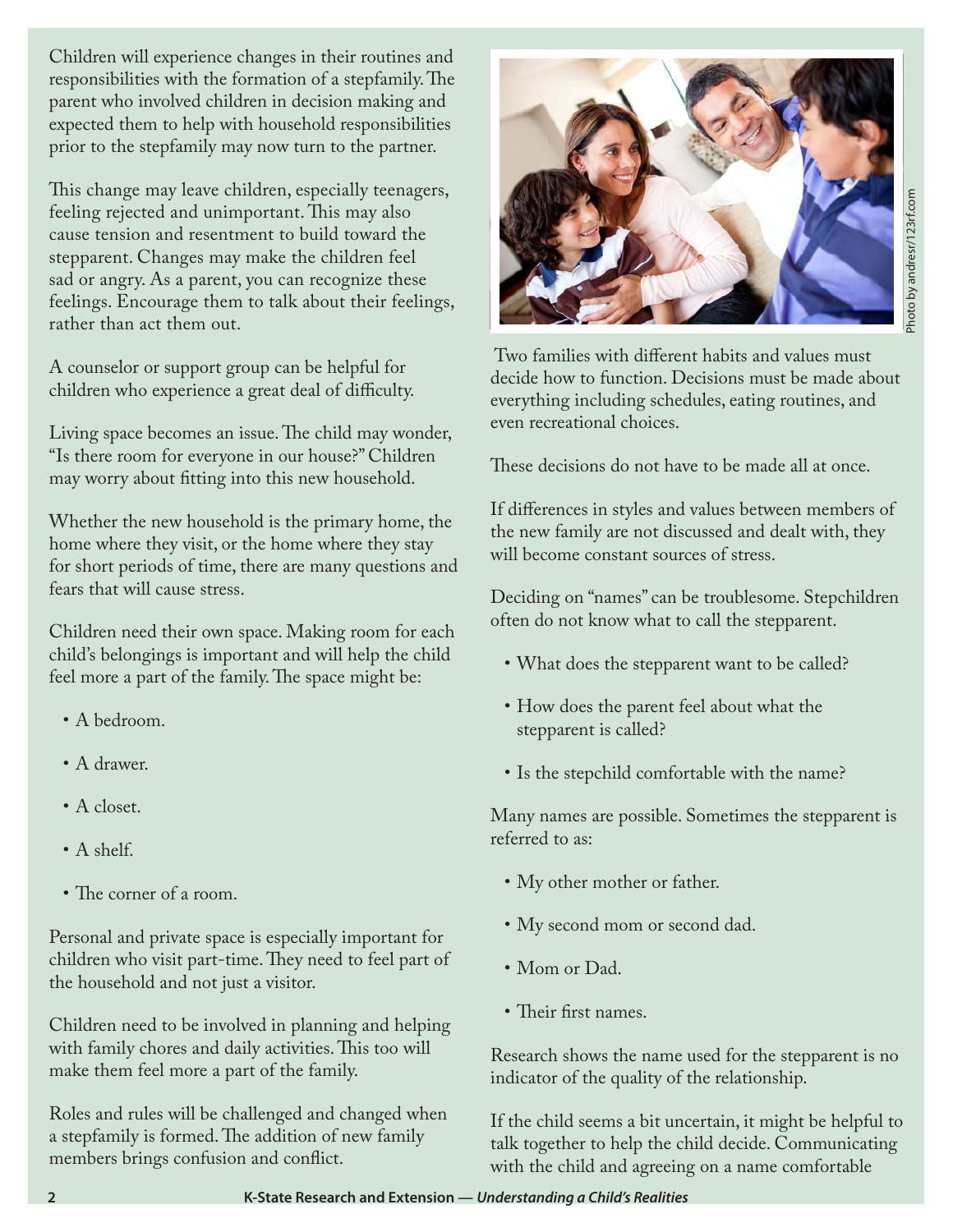Children will experience changes in their routines and responsibilities with the formation of a stepfamily. The parent who involved children in decision making and expected them to help with household responsibilities prior to the stepfamily may now turn to the partner.

This change may leave children, especially teenagers, feeling rejected and unimportant. This may also cause tension and resentment to build toward the stepparent. Changes may make the children feel sad or angry. As a parent, you can recognize these feelings. Encourage them to talk about their feelings, rather than act them out.

A counselor or support group can be helpful for children who experience a great deal of difficulty.

Living space becomes an issue. The child may wonder, "Is there room for everyone in our house?" Children may worry about fitting into this new household.

Whether the new household is the primary home, the home where they visit, or the home where they stay for short periods of time, there are many questions and fears that will cause stress.

Children need their own space. Making room for each child's belongings is important and will help the child feel more a part of the family. The space might be:

- A bedroom.
- A drawer.
- A closet.
- A shelf.
- The corner of a room.

Personal and private space is especially important for children who visit part-time. They need to feel part of the household and not just a visitor.

Children need to be involved in planning and helping with family chores and daily activities. This too will make them feel more a part of the family.

Roles and rules will be challenged and changed when a stepfamily is formed. The addition of new family members brings confusion and conflict.

Photo by andresr/123rf.com

Two families with different habits and values must decide how to function. Decisions must be made about everything including schedules, eating routines, and even recreational choices.

These decisions do not have to be made all at once.

If differences in styles and values between members of the new family are not discussed and dealt with, they will become constant sources of stress.

Deciding on "names" can be troublesome. Stepchildren often do not know what to call the stepparent.

- What does the stepparent want to be called?
- How does the parent feel about what the stepparent is called?
- Is the stepchild comfortable with the name?

Many names are possible. Sometimes the stepparent is referred to as:

- My other mother or father.
- My second mom or second dad.
- Mom or Dad.
- Their first names.

Research shows the name used for the stepparent is no indicator of the quality of the relationship.

If the child seems a bit uncertain, it might be helpful to talk together to help the child decide. Communicating with the child and agreeing on a name comfortable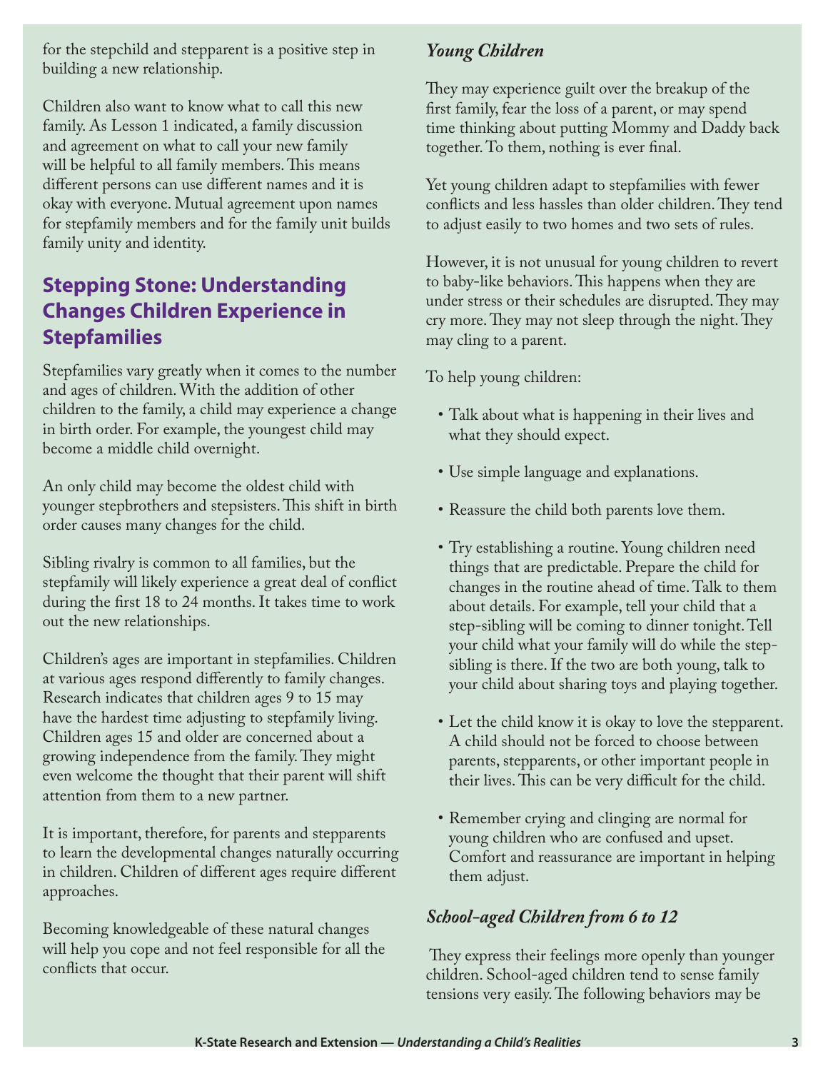for the stepchild and stepparent is a positive step in building a new relationship.

Children also want to know what to call this new family. As Lesson 1 indicated, a family discussion and agreement on what to call your new family will be helpful to all family members. This means different persons can use different names and it is okay with everyone. Mutual agreement upon names for stepfamily members and for the family unit builds family unity and identity.

## Stepping Stone: Understanding Changes Children Experience in Stepfamilies

Stepfamilies vary greatly when it comes to the number and ages of children. With the addition of other children to the family, a child may experience a change in birth order. For example, the youngest child may become a middle child overnight.

An only child may become the oldest child with younger stepbrothers and stepsisters. This shift in birth order causes many changes for the child.

Sibling rivalry is common to all families, but the stepfamily will likely experience a great deal of conflict during the first 18 to 24 months. It takes time to work out the new relationships.

Children's ages are important in stepfamilies. Children at various ages respond differently to family changes. Research indicates that children ages 9 to 15 may have the hardest time adjusting to stepfamily living. Children ages 15 and older are concerned about a growing independence from the family. They might even welcome the thought that their parent will shift attention from them to a new partner.

It is important, therefore, for parents and stepparents to learn the developmental changes naturally occurring in children. Children of different ages require different approaches.

Becoming knowledgeable of these natural changes will help you cope and not feel responsible for all the conflicts that occur.

### *Young Children*

They may experience guilt over the breakup of the first family, fear the loss of a parent, or may spend time thinking about putting Mommy and Daddy back together. To them, nothing is ever final.

Yet young children adapt to stepfamilies with fewer conflicts and less hassles than older children. They tend to adjust easily to two homes and two sets of rules.

However, it is not unusual for young children to revert to baby-like behaviors. This happens when they are under stress or their schedules are disrupted. They may cry more. They may not sleep through the night. They may cling to a parent.

To help young children:

- Talk about what is happening in their lives and what they should expect.
- Use simple language and explanations.
- Reassure the child both parents love them.
- Try establishing a routine. Young children need things that are predictable. Prepare the child for changes in the routine ahead of time. Talk to them about details. For example, tell your child that a step-sibling will be coming to dinner tonight. Tell your child what your family will do while the step-sibling is there. If the two are both young, talk to your child about sharing toys and playing together.
- Let the child know it is okay to love the stepparent. A child should not be forced to choose between parents, stepparents, or other important people in their lives. This can be very difficult for the child.
- Remember crying and clinging are normal for young children who are confused and upset. Comfort and reassurance are important in helping them adjust.

### *School-aged Children from 6 to 12*

They express their feelings more openly than younger children. School-aged children tend to sense family tensions very easily. The following behaviors may be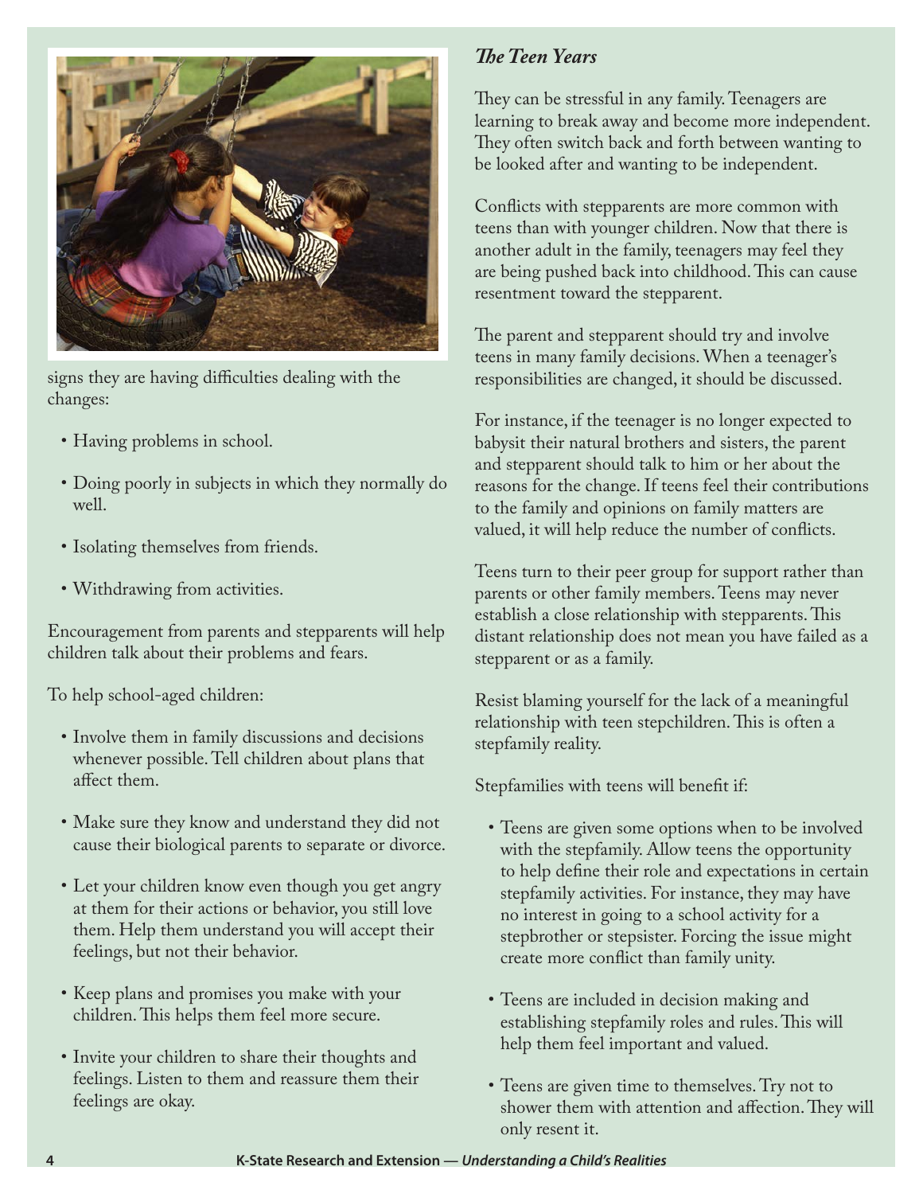signs they are having difficulties dealing with the changes:

- Having problems in school.
- Doing poorly in subjects in which they normally do well.
- Isolating themselves from friends.
- Withdrawing from activities.

Encouragement from parents and stepparents will help children talk about their problems and fears.

To help school-aged children:

- Involve them in family discussions and decisions whenever possible. Tell children about plans that affect them.
- Make sure they know and understand they did not cause their biological parents to separate or divorce.
- Let your children know even though you get angry at them for their actions or behavior, you still love them. Help them understand you will accept their feelings, but not their behavior.
- Keep plans and promises you make with your children. This helps them feel more secure.
- Invite your children to share their thoughts and feelings. Listen to them and reassure them their feelings are okay.

### *The Teen Years*

They can be stressful in any family. Teenagers are learning to break away and become more independent. They often switch back and forth between wanting to be looked after and wanting to be independent.

Conflicts with stepparents are more common with teens than with younger children. Now that there is another adult in the family, teenagers may feel they are being pushed back into childhood. This can cause resentment toward the stepparent.

The parent and stepparent should try and involve teens in many family decisions. When a teenager's responsibilities are changed, it should be discussed.

For instance, if the teenager is no longer expected to babysit their natural brothers and sisters, the parent and stepparent should talk to him or her about the reasons for the change. If teens feel their contributions to the family and opinions on family matters are valued, it will help reduce the number of conflicts.

Teens turn to their peer group for support rather than parents or other family members. Teens may never establish a close relationship with stepparents. This distant relationship does not mean you have failed as a stepparent or as a family.

Resist blaming yourself for the lack of a meaningful relationship with teen stepchildren. This is often a stepfamily reality.

Stepfamilies with teens will benefit if:

- Teens are given some options when to be involved with the stepfamily. Allow teens the opportunity to help define their role and expectations in certain stepfamily activities. For instance, they may have no interest in going to a school activity for a stepbrother or stepsister. Forcing the issue might create more conflict than family unity.
- Teens are included in decision making and establishing stepfamily roles and rules. This will help them feel important and valued.
- Teens are given time to themselves. Try not to shower them with attention and affection. They will only resent it.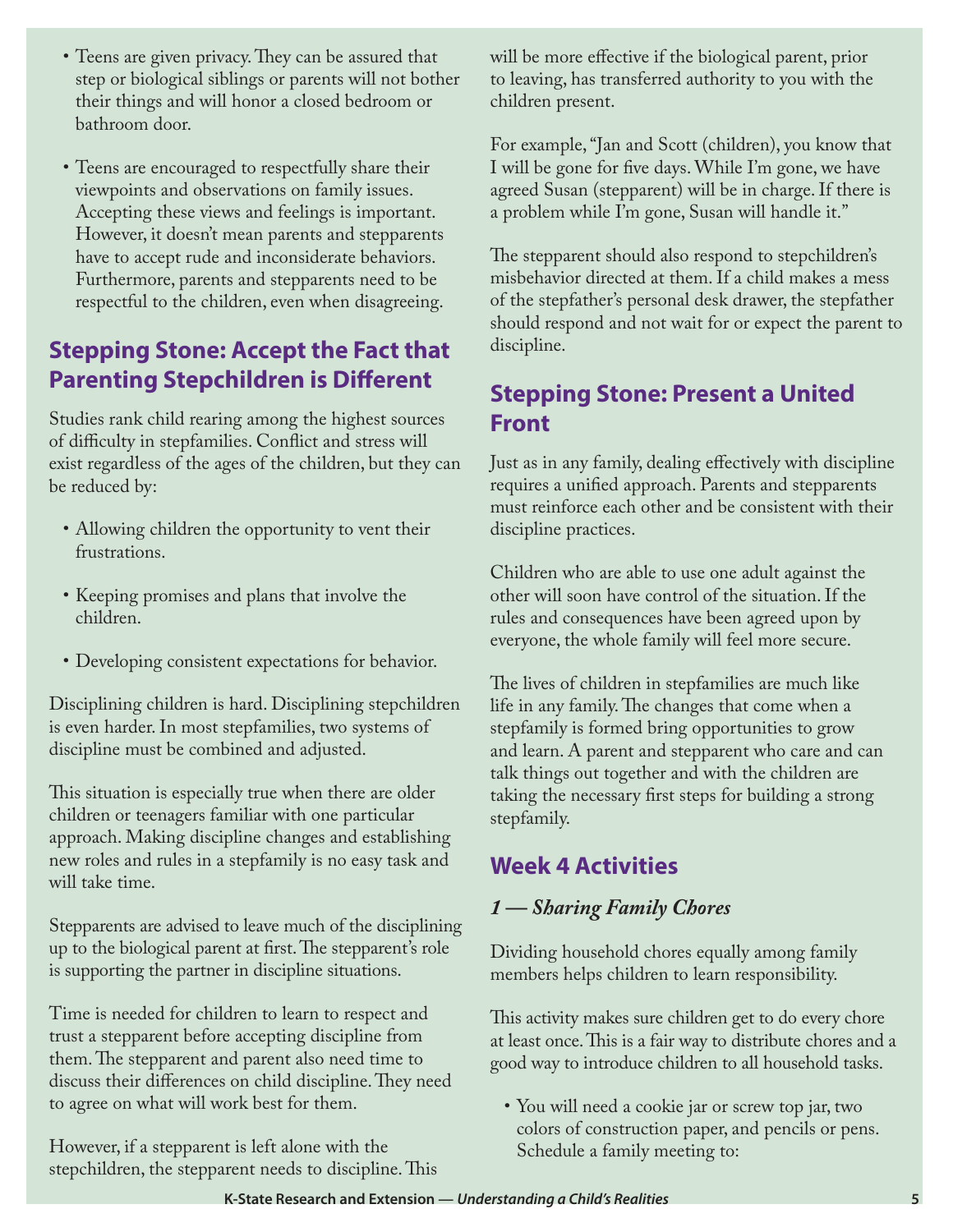- Teens are given privacy. They can be assured that step or biological siblings or parents will not bother their things and will honor a closed bedroom or bathroom door.

- Teens are encouraged to respectfully share their viewpoints and observations on family issues. Accepting these views and feelings is important. However, it doesn't mean parents and stepparents have to accept rude and inconsiderate behaviors. Furthermore, parents and stepparents need to be respectful to the children, even when disagreeing.

## Stepping Stone: Accept the Fact that Parenting Stepchildren is Different

Studies rank child rearing among the highest sources of difficulty in stepfamilies. Conflict and stress will exist regardless of the ages of the children, but they can be reduced by:

- Allowing children the opportunity to vent their frustrations.

- Keeping promises and plans that involve the children.

- Developing consistent expectations for behavior.

Disciplining children is hard. Disciplining stepchildren is even harder. In most stepfamilies, two systems of discipline must be combined and adjusted.

This situation is especially true when there are older children or teenagers familiar with one particular approach. Making discipline changes and establishing new roles and rules in a stepfamily is no easy task and will take time.

Stepparents are advised to leave much of the disciplining up to the biological parent at first. The stepparent's role is supporting the partner in discipline situations.

Time is needed for children to learn to respect and trust a stepparent before accepting discipline from them. The stepparent and parent also need time to discuss their differences on child discipline. They need to agree on what will work best for them.

However, if a stepparent is left alone with the stepchildren, the stepparent needs to discipline. This will be more effective if the biological parent, prior to leaving, has transferred authority to you with the children present.

For example, "Jan and Scott (children), you know that I will be gone for five days. While I'm gone, we have agreed Susan (stepparent) will be in charge. If there is a problem while I'm gone, Susan will handle it."

The stepparent should also respond to stepchildren's misbehavior directed at them. If a child makes a mess of the stepfather's personal desk drawer, the stepfather should respond and not wait for or expect the parent to discipline.

## Stepping Stone: Present a United Front

Just as in any family, dealing effectively with discipline requires a unified approach. Parents and stepparents must reinforce each other and be consistent with their discipline practices.

Children who are able to use one adult against the other will soon have control of the situation. If the rules and consequences have been agreed upon by everyone, the whole family will feel more secure.

The lives of children in stepfamilies are much like life in any family. The changes that come when a stepfamily is formed bring opportunities to grow and learn. A parent and stepparent who care and can talk things out together and with the children are taking the necessary first steps for building a strong stepfamily.

## Week 4 Activities

### *1 — Sharing Family Chores*

Dividing household chores equally among family members helps children to learn responsibility.

This activity makes sure children get to do every chore at least once. This is a fair way to distribute chores and a good way to introduce children to all household tasks.

- You will need a cookie jar or screw top jar, two colors of construction paper, and pencils or pens. Schedule a family meeting to: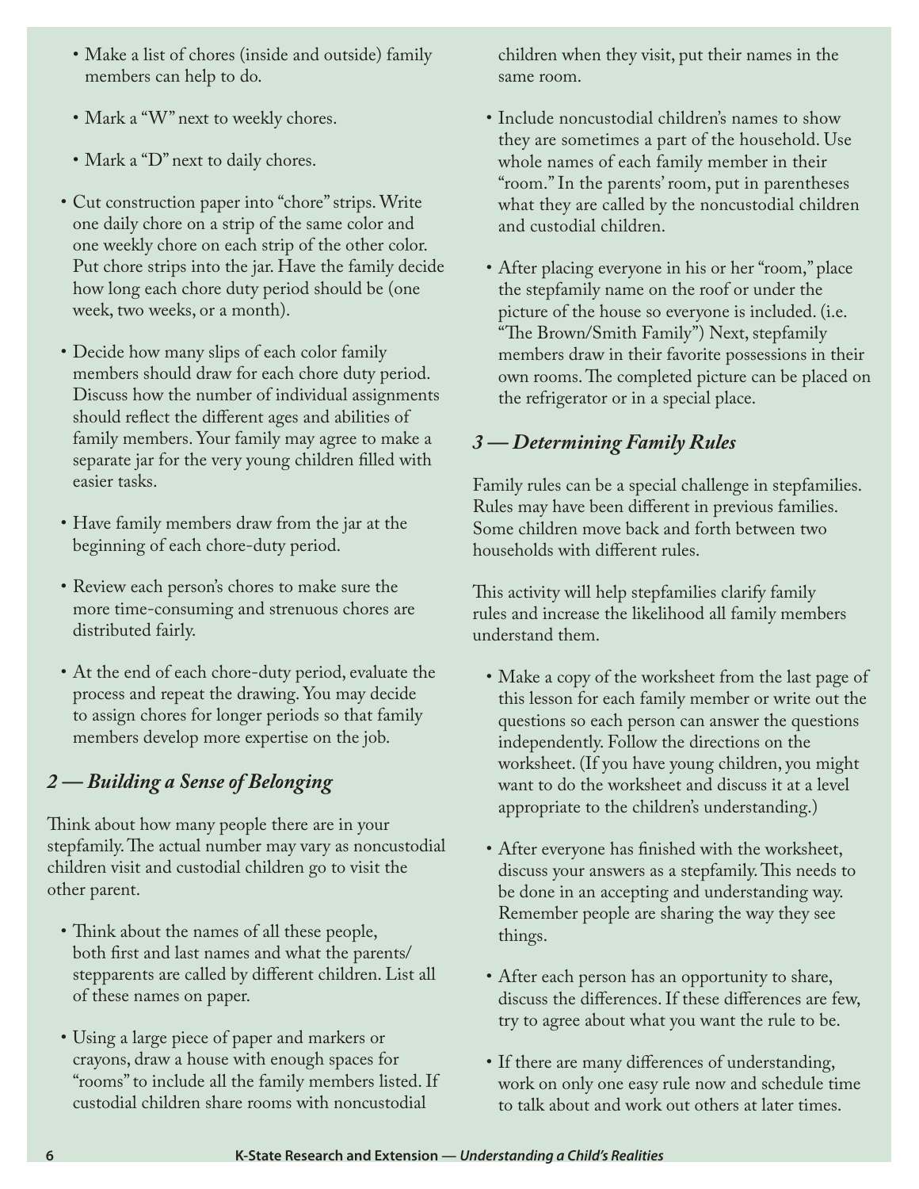- Make a list of chores (inside and outside) family members can help to do.
- Mark a "W" next to weekly chores.
- Mark a "D" next to daily chores.

- Cut construction paper into "chore" strips. Write one daily chore on a strip of the same color and one weekly chore on each strip of the other color. Put chore strips into the jar. Have the family decide how long each chore duty period should be (one week, two weeks, or a month).
- Decide how many slips of each color family members should draw for each chore duty period. Discuss how the number of individual assignments should reflect the different ages and abilities of family members. Your family may agree to make a separate jar for the very young children filled with easier tasks.
- Have family members draw from the jar at the beginning of each chore-duty period.
- Review each person's chores to make sure the more time-consuming and strenuous chores are distributed fairly.
- At the end of each chore-duty period, evaluate the process and repeat the drawing. You may decide to assign chores for longer periods so that family members develop more expertise on the job.

### *2 — Building a Sense of Belonging*

Think about how many people there are in your stepfamily. The actual number may vary as noncustodial children visit and custodial children go to visit the other parent.

- Think about the names of all these people, both first and last names and what the parents/stepparents are called by different children. List all of these names on paper.
- Using a large piece of paper and markers or crayons, draw a house with enough spaces for "rooms" to include all the family members listed. If custodial children share rooms with noncustodial children when they visit, put their names in the same room.
- Include noncustodial children's names to show they are sometimes a part of the household. Use whole names of each family member in their "room." In the parents' room, put in parentheses what they are called by the noncustodial children and custodial children.
- After placing everyone in his or her "room," place the stepfamily name on the roof or under the picture of the house so everyone is included. (i.e. "The Brown/Smith Family") Next, stepfamily members draw in their favorite possessions in their own rooms. The completed picture can be placed on the refrigerator or in a special place.

### *3 — Determining Family Rules*

Family rules can be a special challenge in stepfamilies. Rules may have been different in previous families. Some children move back and forth between two households with different rules.

This activity will help stepfamilies clarify family rules and increase the likelihood all family members understand them.

- Make a copy of the worksheet from the last page of this lesson for each family member or write out the questions so each person can answer the questions independently. Follow the directions on the worksheet. (If you have young children, you might want to do the worksheet and discuss it at a level appropriate to the children's understanding.)
- After everyone has finished with the worksheet, discuss your answers as a stepfamily. This needs to be done in an accepting and understanding way. Remember people are sharing the way they see things.
- After each person has an opportunity to share, discuss the differences. If these differences are few, try to agree about what you want the rule to be.
- If there are many differences of understanding, work on only one easy rule now and schedule time to talk about and work out others at later times.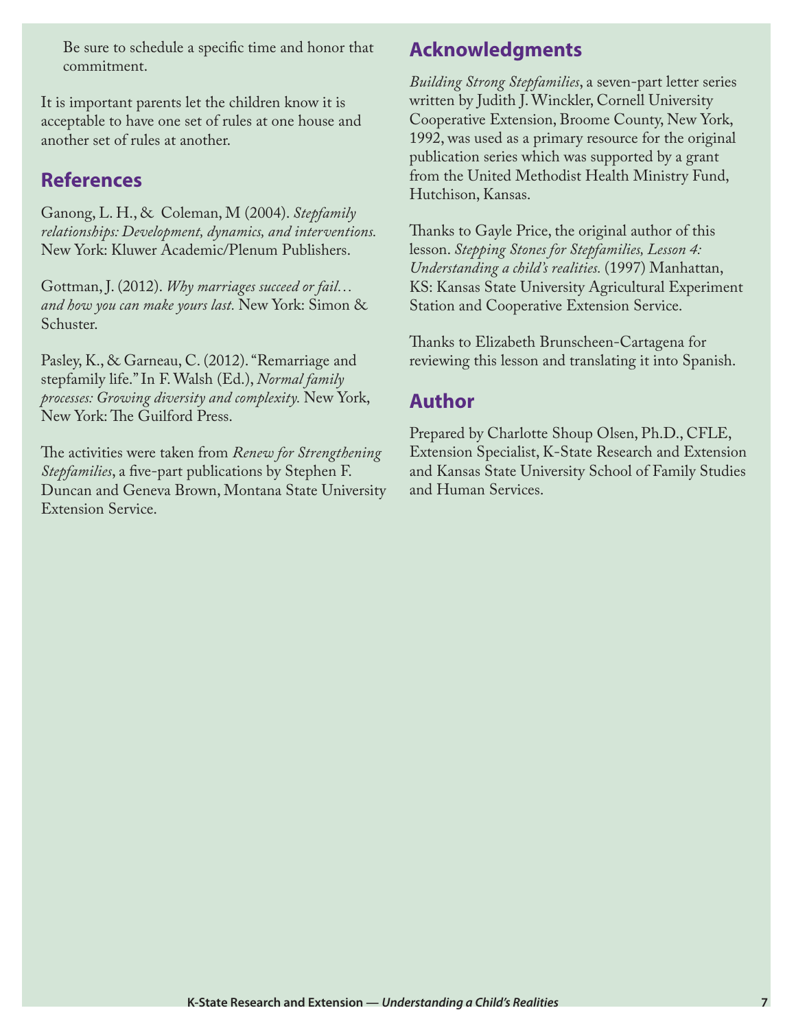Be sure to schedule a specific time and honor that commitment.

It is important parents let the children know it is acceptable to have one set of rules at one house and another set of rules at another.

## References

Ganong, L. H., & Coleman, M (2004). *Stepfamily relationships: Development, dynamics, and interventions.* New York: Kluwer Academic/Plenum Publishers.

Gottman, J. (2012). *Why marriages succeed or fail… and how you can make yours last.* New York: Simon & Schuster.

Pasley, K., & Garneau, C. (2012). "Remarriage and stepfamily life." In F. Walsh (Ed.), *Normal family processes: Growing diversity and complexity.* New York, New York: The Guilford Press.

The activities were taken from *Renew for Strengthening Stepfamilies*, a five-part publications by Stephen F. Duncan and Geneva Brown, Montana State University Extension Service.

## Acknowledgments

*Building Strong Stepfamilies*, a seven-part letter series written by Judith J. Winckler, Cornell University Cooperative Extension, Broome County, New York, 1992, was used as a primary resource for the original publication series which was supported by a grant from the United Methodist Health Ministry Fund, Hutchison, Kansas.

Thanks to Gayle Price, the original author of this lesson. *Stepping Stones for Stepfamilies, Lesson 4: Understanding a child's realities.* (1997) Manhattan, KS: Kansas State University Agricultural Experiment Station and Cooperative Extension Service.

Thanks to Elizabeth Brunscheen-Cartagena for reviewing this lesson and translating it into Spanish.

## Author

Prepared by Charlotte Shoup Olsen, Ph.D., CFLE, Extension Specialist, K-State Research and Extension and Kansas State University School of Family Studies and Human Services.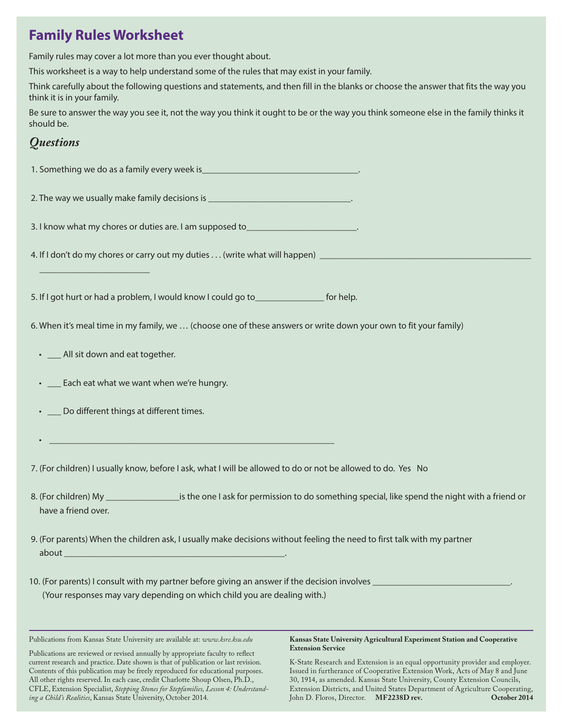# Family Rules Worksheet

Family rules may cover a lot more than you ever thought about.

This worksheet is a way to help understand some of the rules that may exist in your family.

Think carefully about the following questions and statements, and then fill in the blanks or choose the answer that fits the way you think it is in your family.

Be sure to answer the way you see it, not the way you think it ought to be or the way you think someone else in the family thinks it should be.

## *Questions*

1. Something we do as a family every week is__________________________________.

2. The way we usually make family decisions is _______________________________.

3. I know what my chores or duties are. I am supposed to________________________.

4. If I don't do my chores or carry out my duties . . . (write what will happen) ______________________________________________ ________________________

5. If I got hurt or had a problem, I would know I could go to_______________ for help.

6. When it's meal time in my family, we … (choose one of these answers or write down your own to fit your family)

   - ___ All sit down and eat together.
   - ___ Each eat what we want when we're hungry.
   - ___ Do different things at different times.
   - _______________________________________________________________

7. (For children) I usually know, before I ask, what I will be allowed to do or not be allowed to do. Yes No

8. (For children) My ________________is the one I ask for permission to do something special, like spend the night with a friend or have a friend over.

9. (For parents) When the children ask, I usually make decisions without feeling the need to first talk with my partner about _________________________________________________.

10. (For parents) I consult with my partner before giving an answer if the decision involves ______________________________. (Your responses may vary depending on which child you are dealing with.)

---

Publications from Kansas State University are available at: *www.ksre.ksu.edu*

Publications are reviewed or revised annually by appropriate faculty to reflect current research and practice. Date shown is that of publication or last revision. Contents of this publication may be freely reproduced for educational purposes. All other rights reserved. In each case, credit Charlotte Shoup Olsen, Ph.D., CFLE, Extension Specialist, *Stepping Stones for Stepfamilies, Lesson 4: Understanding a Child's Realities*, Kansas State University, October 2014.

**Kansas State University Agricultural Experiment Station and Cooperative Extension Service**

K-State Research and Extension is an equal opportunity provider and employer. Issued in furtherance of Cooperative Extension Work, Acts of May 8 and June 30, 1914, as amended. Kansas State University, County Extension Councils, Extension Districts, and United States Department of Agriculture Cooperating, John D. Floros, Director. **MF2238D rev.** **October 2014**